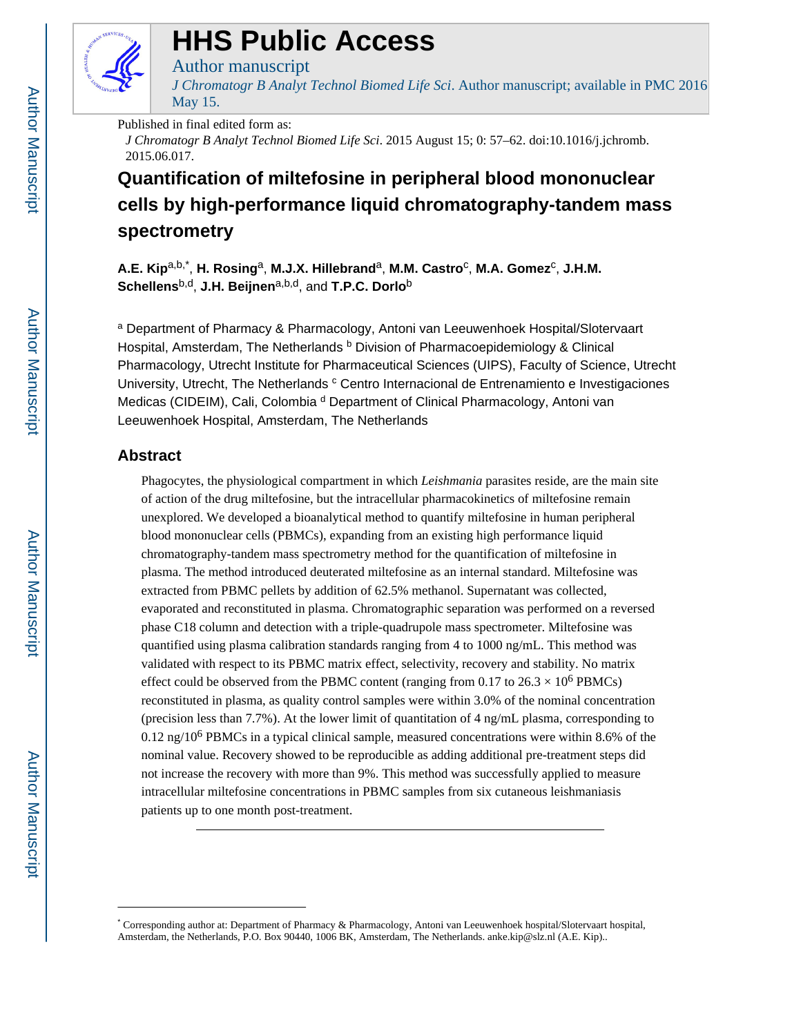# HHS Public Access

Author manuscript

*J Chromatogr B Analyt Technol Biomed Life Sci*. Author manuscript; available in PMC 2016 May 15.

Published in final edited form as:

*J Chromatogr B Analyt Technol Biomed Life Sci*. 2015 August 15; 0: 57–62. doi:10.1016/j.jchromb.2015.06.017.

# Quantification of miltefosine in peripheral blood mononuclear cells by high-performance liquid chromatography-tandem mass spectrometry

**A.E. Kip**[a,b,*], **H. Rosing**[a], **M.J.X. Hillebrand**[a], **M.M. Castro**[c], **M.A. Gomez**[c], **J.H.M. Schellens**[b,d], **J.H. Beijnen**[a,b,d], and **T.P.C. Dorlo**[b]

[a] Department of Pharmacy & Pharmacology, Antoni van Leeuwenhoek Hospital/Slotervaart Hospital, Amsterdam, The Netherlands [b] Division of Pharmacoepidemiology & Clinical Pharmacology, Utrecht Institute for Pharmaceutical Sciences (UIPS), Faculty of Science, Utrecht University, Utrecht, The Netherlands [c] Centro Internacional de Entrenamiento e Investigaciones Medicas (CIDEIM), Cali, Colombia [d] Department of Clinical Pharmacology, Antoni van Leeuwenhoek Hospital, Amsterdam, The Netherlands

## Abstract

Phagocytes, the physiological compartment in which *Leishmania* parasites reside, are the main site of action of the drug miltefosine, but the intracellular pharmacokinetics of miltefosine remain unexplored. We developed a bioanalytical method to quantify miltefosine in human peripheral blood mononuclear cells (PBMCs), expanding from an existing high performance liquid chromatography-tandem mass spectrometry method for the quantification of miltefosine in plasma. The method introduced deuterated miltefosine as an internal standard. Miltefosine was extracted from PBMC pellets by addition of 62.5% methanol. Supernatant was collected, evaporated and reconstituted in plasma. Chromatographic separation was performed on a reversed phase C18 column and detection with a triple-quadrupole mass spectrometer. Miltefosine was quantified using plasma calibration standards ranging from 4 to 1000 ng/mL. This method was validated with respect to its PBMC matrix effect, selectivity, recovery and stability. No matrix effect could be observed from the PBMC content (ranging from 0.17 to $26.3 \times 10^6$ PBMCs) reconstituted in plasma, as quality control samples were within 3.0% of the nominal concentration (precision less than 7.7%). At the lower limit of quantitation of 4 ng/mL plasma, corresponding to 0.12 ng/$10^6$ PBMCs in a typical clinical sample, measured concentrations were within 8.6% of the nominal value. Recovery showed to be reproducible as adding additional pre-treatment steps did not increase the recovery with more than 9%. This method was successfully applied to measure intracellular miltefosine concentrations in PBMC samples from six cutaneous leishmaniasis patients up to one month post-treatment.

---

\* Corresponding author at: Department of Pharmacy & Pharmacology, Antoni van Leeuwenhoek hospital/Slotervaart hospital, Amsterdam, the Netherlands, P.O. Box 90440, 1006 BK, Amsterdam, The Netherlands. anke.kip@slz.nl (A.E. Kip)..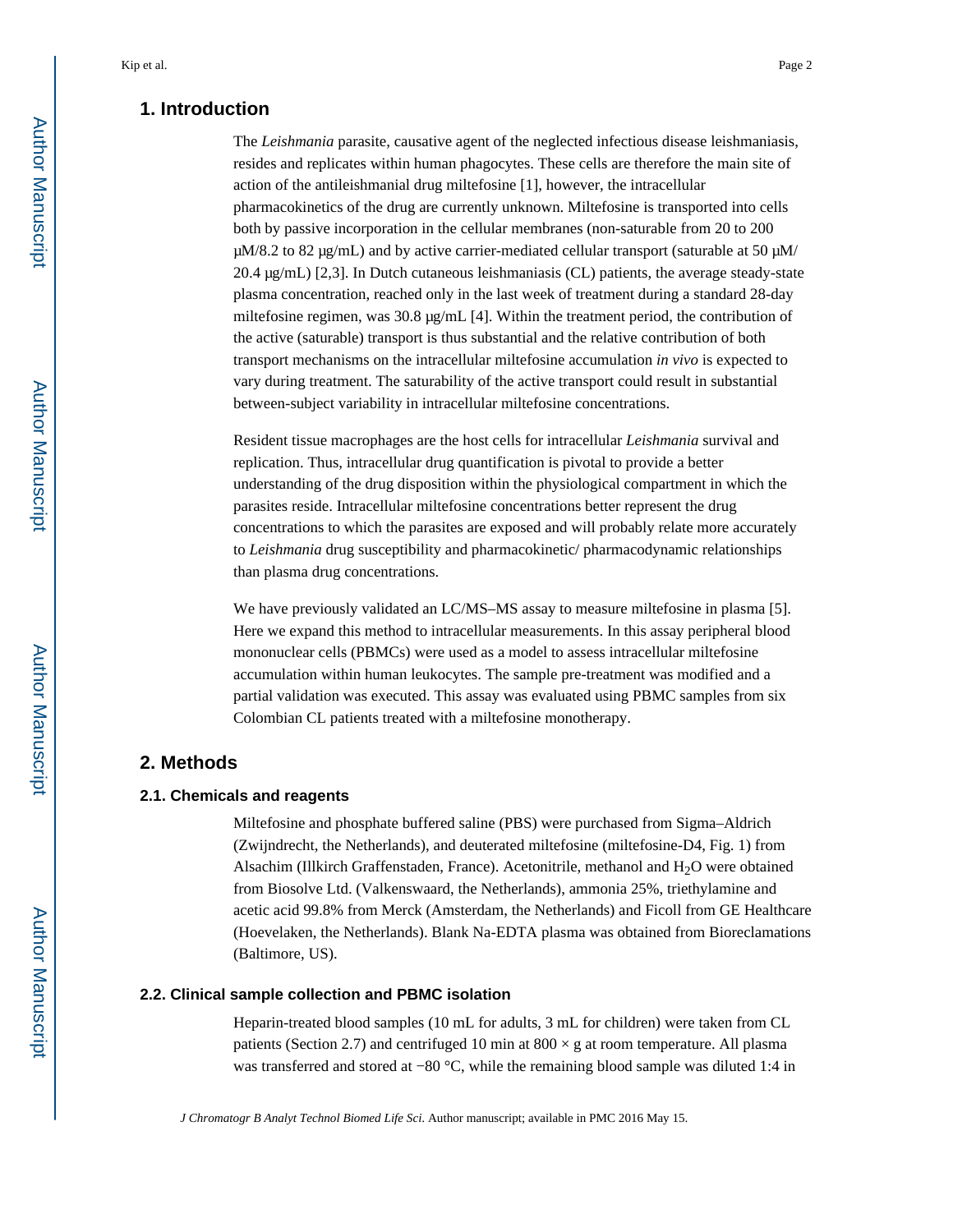## 1. Introduction

The *Leishmania* parasite, causative agent of the neglected infectious disease leishmaniasis, resides and replicates within human phagocytes. These cells are therefore the main site of action of the antileishmanial drug miltefosine [1], however, the intracellular pharmacokinetics of the drug are currently unknown. Miltefosine is transported into cells both by passive incorporation in the cellular membranes (non-saturable from 20 to 200 μM/8.2 to 82 μg/mL) and by active carrier-mediated cellular transport (saturable at 50 μM/ 20.4 μg/mL) [2,3]. In Dutch cutaneous leishmaniasis (CL) patients, the average steady-state plasma concentration, reached only in the last week of treatment during a standard 28-day miltefosine regimen, was 30.8 μg/mL [4]. Within the treatment period, the contribution of the active (saturable) transport is thus substantial and the relative contribution of both transport mechanisms on the intracellular miltefosine accumulation *in vivo* is expected to vary during treatment. The saturability of the active transport could result in substantial between-subject variability in intracellular miltefosine concentrations.

Resident tissue macrophages are the host cells for intracellular *Leishmania* survival and replication. Thus, intracellular drug quantification is pivotal to provide a better understanding of the drug disposition within the physiological compartment in which the parasites reside. Intracellular miltefosine concentrations better represent the drug concentrations to which the parasites are exposed and will probably relate more accurately to *Leishmania* drug susceptibility and pharmacokinetic/ pharmacodynamic relationships than plasma drug concentrations.

We have previously validated an LC/MS–MS assay to measure miltefosine in plasma [5]. Here we expand this method to intracellular measurements. In this assay peripheral blood mononuclear cells (PBMCs) were used as a model to assess intracellular miltefosine accumulation within human leukocytes. The sample pre-treatment was modified and a partial validation was executed. This assay was evaluated using PBMC samples from six Colombian CL patients treated with a miltefosine monotherapy.

## 2. Methods

### 2.1. Chemicals and reagents

Miltefosine and phosphate buffered saline (PBS) were purchased from Sigma–Aldrich (Zwijndrecht, the Netherlands), and deuterated miltefosine (miltefosine-D4, Fig. 1) from Alsachim (Illkirch Graffenstaden, France). Acetonitrile, methanol and $H_2O$ were obtained from Biosolve Ltd. (Valkenswaard, the Netherlands), ammonia 25%, triethylamine and acetic acid 99.8% from Merck (Amsterdam, the Netherlands) and Ficoll from GE Healthcare (Hoevelaken, the Netherlands). Blank Na-EDTA plasma was obtained from Bioreclamations (Baltimore, US).

### 2.2. Clinical sample collection and PBMC isolation

Heparin-treated blood samples (10 mL for adults, 3 mL for children) were taken from CL patients (Section 2.7) and centrifuged 10 min at 800 × g at room temperature. All plasma was transferred and stored at −80 °C, while the remaining blood sample was diluted 1:4 in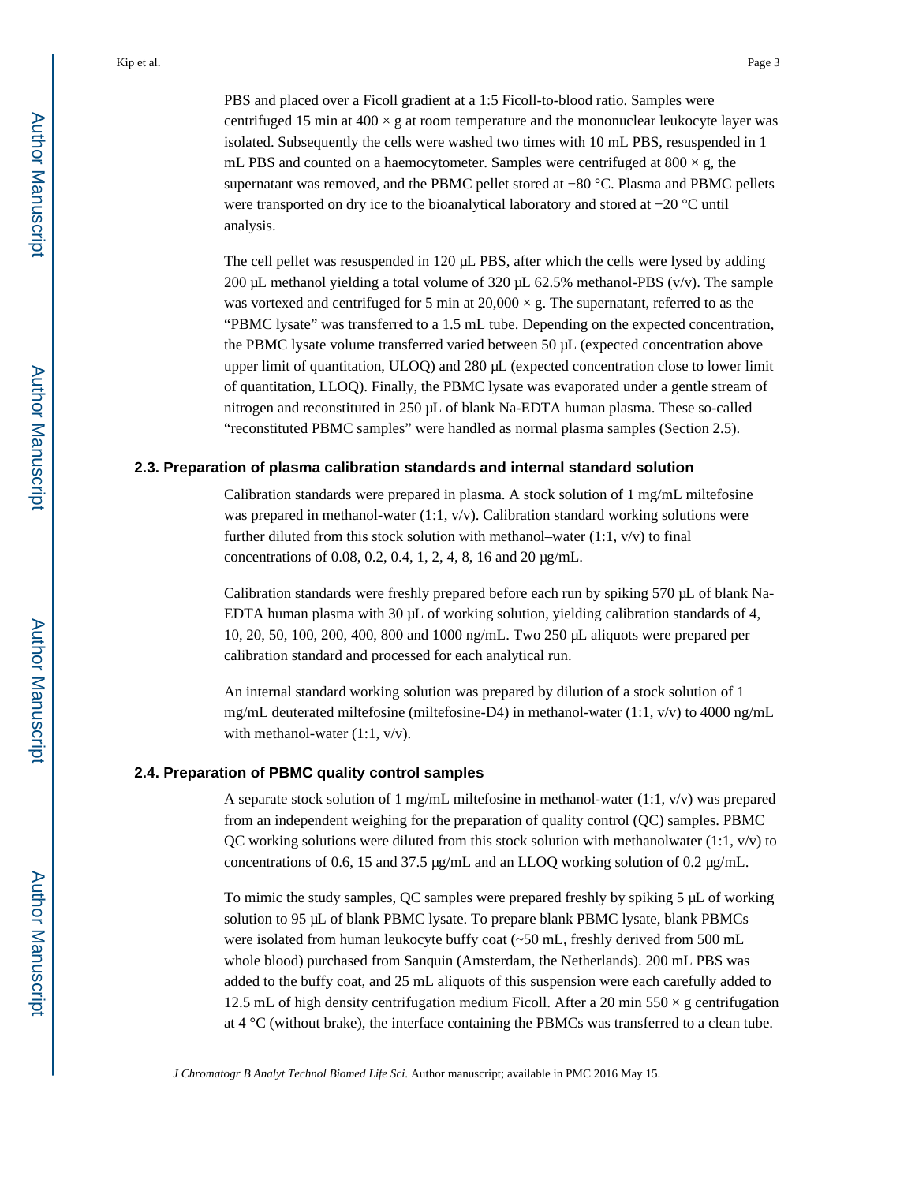PBS and placed over a Ficoll gradient at a 1:5 Ficoll-to-blood ratio. Samples were centrifuged 15 min at 400 × g at room temperature and the mononuclear leukocyte layer was isolated. Subsequently the cells were washed two times with 10 mL PBS, resuspended in 1 mL PBS and counted on a haemocytometer. Samples were centrifuged at 800 × g, the supernatant was removed, and the PBMC pellet stored at −80 °C. Plasma and PBMC pellets were transported on dry ice to the bioanalytical laboratory and stored at −20 °C until analysis.

The cell pellet was resuspended in 120 μL PBS, after which the cells were lysed by adding 200 μL methanol yielding a total volume of 320 μL 62.5% methanol-PBS (v/v). The sample was vortexed and centrifuged for 5 min at 20,000 × g. The supernatant, referred to as the "PBMC lysate" was transferred to a 1.5 mL tube. Depending on the expected concentration, the PBMC lysate volume transferred varied between 50 μL (expected concentration above upper limit of quantitation, ULOQ) and 280 μL (expected concentration close to lower limit of quantitation, LLOQ). Finally, the PBMC lysate was evaporated under a gentle stream of nitrogen and reconstituted in 250 μL of blank Na-EDTA human plasma. These so-called "reconstituted PBMC samples" were handled as normal plasma samples (Section 2.5).

### 2.3. Preparation of plasma calibration standards and internal standard solution

Calibration standards were prepared in plasma. A stock solution of 1 mg/mL miltefosine was prepared in methanol-water (1:1, v/v). Calibration standard working solutions were further diluted from this stock solution with methanol–water (1:1, v/v) to final concentrations of 0.08, 0.2, 0.4, 1, 2, 4, 8, 16 and 20 μg/mL.

Calibration standards were freshly prepared before each run by spiking 570 μL of blank Na-EDTA human plasma with 30 μL of working solution, yielding calibration standards of 4, 10, 20, 50, 100, 200, 400, 800 and 1000 ng/mL. Two 250 μL aliquots were prepared per calibration standard and processed for each analytical run.

An internal standard working solution was prepared by dilution of a stock solution of 1 mg/mL deuterated miltefosine (miltefosine-D4) in methanol-water (1:1, v/v) to 4000 ng/mL with methanol-water (1:1, v/v).

### 2.4. Preparation of PBMC quality control samples

A separate stock solution of 1 mg/mL miltefosine in methanol-water (1:1, v/v) was prepared from an independent weighing for the preparation of quality control (QC) samples. PBMC QC working solutions were diluted from this stock solution with methanolwater (1:1, v/v) to concentrations of 0.6, 15 and 37.5 μg/mL and an LLOQ working solution of 0.2 μg/mL.

To mimic the study samples, QC samples were prepared freshly by spiking 5 μL of working solution to 95 μL of blank PBMC lysate. To prepare blank PBMC lysate, blank PBMCs were isolated from human leukocyte buffy coat (~50 mL, freshly derived from 500 mL whole blood) purchased from Sanquin (Amsterdam, the Netherlands). 200 mL PBS was added to the buffy coat, and 25 mL aliquots of this suspension were each carefully added to 12.5 mL of high density centrifugation medium Ficoll. After a 20 min 550 × g centrifugation at 4 °C (without brake), the interface containing the PBMCs was transferred to a clean tube.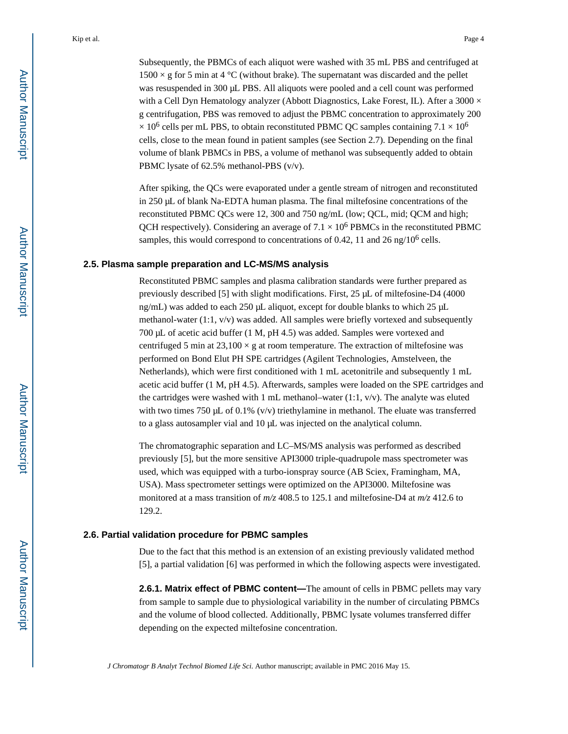Subsequently, the PBMCs of each aliquot were washed with 35 mL PBS and centrifuged at $1500 \times g$ for 5 min at 4 °C (without brake). The supernatant was discarded and the pellet was resuspended in 300 μL PBS. All aliquots were pooled and a cell count was performed with a Cell Dyn Hematology analyzer (Abbott Diagnostics, Lake Forest, IL). After a $3000 \times g$ centrifugation, PBS was removed to adjust the PBMC concentration to approximately $200 \times 10^6$ cells per mL PBS, to obtain reconstituted PBMC QC samples containing $7.1 \times 10^6$ cells, close to the mean found in patient samples (see Section 2.7). Depending on the final volume of blank PBMCs in PBS, a volume of methanol was subsequently added to obtain PBMC lysate of 62.5% methanol-PBS (v/v).

After spiking, the QCs were evaporated under a gentle stream of nitrogen and reconstituted in 250 μL of blank Na-EDTA human plasma. The final miltefosine concentrations of the reconstituted PBMC QCs were 12, 300 and 750 ng/mL (low; QCL, mid; QCM and high; QCH respectively). Considering an average of $7.1 \times 10^6$ PBMCs in the reconstituted PBMC samples, this would correspond to concentrations of 0.42, 11 and 26 ng/$10^6$ cells.

### 2.5. Plasma sample preparation and LC-MS/MS analysis

Reconstituted PBMC samples and plasma calibration standards were further prepared as previously described [5] with slight modifications. First, 25 μL of miltefosine-D4 (4000 ng/mL) was added to each 250 μL aliquot, except for double blanks to which 25 μL methanol-water (1:1, v/v) was added. All samples were briefly vortexed and subsequently 700 μL of acetic acid buffer (1 M, pH 4.5) was added. Samples were vortexed and centrifuged 5 min at $23{,}100 \times g$ at room temperature. The extraction of miltefosine was performed on Bond Elut PH SPE cartridges (Agilent Technologies, Amstelveen, the Netherlands), which were first conditioned with 1 mL acetonitrile and subsequently 1 mL acetic acid buffer (1 M, pH 4.5). Afterwards, samples were loaded on the SPE cartridges and the cartridges were washed with 1 mL methanol–water (1:1, v/v). The analyte was eluted with two times 750 μL of 0.1% (v/v) triethylamine in methanol. The eluate was transferred to a glass autosampler vial and 10 μL was injected on the analytical column.

The chromatographic separation and LC–MS/MS analysis was performed as described previously [5], but the more sensitive API3000 triple-quadrupole mass spectrometer was used, which was equipped with a turbo-ionspray source (AB Sciex, Framingham, MA, USA). Mass spectrometer settings were optimized on the API3000. Miltefosine was monitored at a mass transition of $m/z$ 408.5 to 125.1 and miltefosine-D4 at $m/z$ 412.6 to 129.2.

### 2.6. Partial validation procedure for PBMC samples

Due to the fact that this method is an extension of an existing previously validated method [5], a partial validation [6] was performed in which the following aspects were investigated.

**2.6.1. Matrix effect of PBMC content—**The amount of cells in PBMC pellets may vary from sample to sample due to physiological variability in the number of circulating PBMCs and the volume of blood collected. Additionally, PBMC lysate volumes transferred differ depending on the expected miltefosine concentration.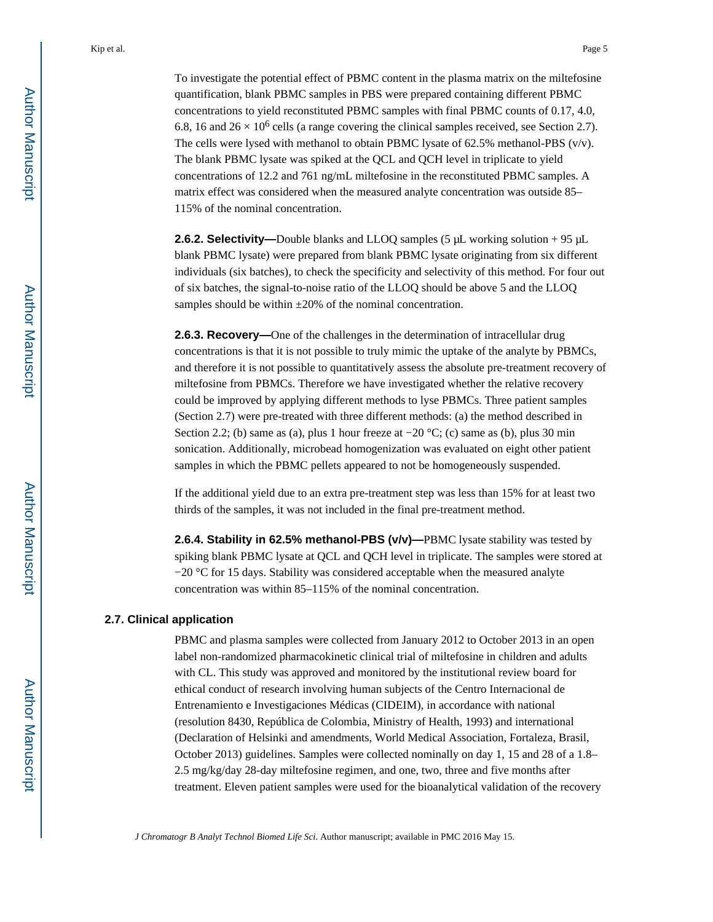To investigate the potential effect of PBMC content in the plasma matrix on the miltefosine quantification, blank PBMC samples in PBS were prepared containing different PBMC concentrations to yield reconstituted PBMC samples with final PBMC counts of 0.17, 4.0, 6.8, 16 and $26 \times 10^6$ cells (a range covering the clinical samples received, see Section 2.7). The cells were lysed with methanol to obtain PBMC lysate of 62.5% methanol-PBS (v/v). The blank PBMC lysate was spiked at the QCL and QCH level in triplicate to yield concentrations of 12.2 and 761 ng/mL miltefosine in the reconstituted PBMC samples. A matrix effect was considered when the measured analyte concentration was outside 85–115% of the nominal concentration.

**2.6.2. Selectivity—**Double blanks and LLOQ samples (5 μL working solution + 95 μL blank PBMC lysate) were prepared from blank PBMC lysate originating from six different individuals (six batches), to check the specificity and selectivity of this method. For four out of six batches, the signal-to-noise ratio of the LLOQ should be above 5 and the LLOQ samples should be within ±20% of the nominal concentration.

**2.6.3. Recovery—**One of the challenges in the determination of intracellular drug concentrations is that it is not possible to truly mimic the uptake of the analyte by PBMCs, and therefore it is not possible to quantitatively assess the absolute pre-treatment recovery of miltefosine from PBMCs. Therefore we have investigated whether the relative recovery could be improved by applying different methods to lyse PBMCs. Three patient samples (Section 2.7) were pre-treated with three different methods: (a) the method described in Section 2.2; (b) same as (a), plus 1 hour freeze at −20 °C; (c) same as (b), plus 30 min sonication. Additionally, microbead homogenization was evaluated on eight other patient samples in which the PBMC pellets appeared to not be homogeneously suspended.

If the additional yield due to an extra pre-treatment step was less than 15% for at least two thirds of the samples, it was not included in the final pre-treatment method.

**2.6.4. Stability in 62.5% methanol-PBS (v/v)—**PBMC lysate stability was tested by spiking blank PBMC lysate at QCL and QCH level in triplicate. The samples were stored at −20 °C for 15 days. Stability was considered acceptable when the measured analyte concentration was within 85–115% of the nominal concentration.

### 2.7. Clinical application

PBMC and plasma samples were collected from January 2012 to October 2013 in an open label non-randomized pharmacokinetic clinical trial of miltefosine in children and adults with CL. This study was approved and monitored by the institutional review board for ethical conduct of research involving human subjects of the Centro Internacional de Entrenamiento e Investigaciones Médicas (CIDEIM), in accordance with national (resolution 8430, República de Colombia, Ministry of Health, 1993) and international (Declaration of Helsinki and amendments, World Medical Association, Fortaleza, Brasil, October 2013) guidelines. Samples were collected nominally on day 1, 15 and 28 of a 1.8–2.5 mg/kg/day 28-day miltefosine regimen, and one, two, three and five months after treatment. Eleven patient samples were used for the bioanalytical validation of the recovery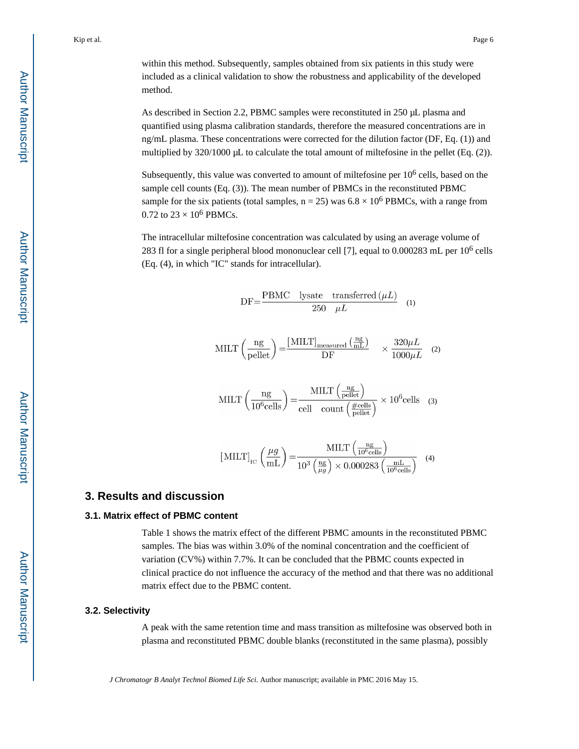within this method. Subsequently, samples obtained from six patients in this study were included as a clinical validation to show the robustness and applicability of the developed method.

As described in Section 2.2, PBMC samples were reconstituted in 250 μL plasma and quantified using plasma calibration standards, therefore the measured concentrations are in ng/mL plasma. These concentrations were corrected for the dilution factor (DF, Eq. (1)) and multiplied by 320/1000 μL to calculate the total amount of miltefosine in the pellet (Eq. (2)).

Subsequently, this value was converted to amount of miltefosine per $10^6$ cells, based on the sample cell counts (Eq. (3)). The mean number of PBMCs in the reconstituted PBMC sample for the six patients (total samples, n = 25) was $6.8 \times 10^6$ PBMCs, with a range from 0.72 to $23 \times 10^6$ PBMCs.

The intracellular miltefosine concentration was calculated by using an average volume of 283 fl for a single peripheral blood mononuclear cell [7], equal to 0.000283 mL per $10^6$ cells (Eq. (4), in which "IC" stands for intracellular).

$$\mathrm{DF} = \frac{\mathrm{PBMC\ \ lysate\ \ transferred}\,(\mu L)}{250\ \ \mu L} \quad (1)$$

$$\mathrm{MILT}\left(\frac{\mathrm{ng}}{\mathrm{pellet}}\right) = \frac{[\mathrm{MILT}]_{\mathrm{measured}}\left(\frac{\mathrm{ng}}{\mathrm{mL}}\right)}{\mathrm{DF}} \times \frac{320\mu L}{1000\mu L} \quad (2)$$

$$\mathrm{MILT}\left(\frac{\mathrm{ng}}{10^6\mathrm{cells}}\right) = \frac{\mathrm{MILT}\left(\frac{\mathrm{ng}}{\mathrm{pellet}}\right)}{\mathrm{cell\ \ count}\left(\frac{\#\mathrm{cells}}{\mathrm{pellet}}\right)} \times 10^6\mathrm{cells} \quad (3)$$

$$[\mathrm{MILT}]_{\mathrm{IC}}\left(\frac{\mu g}{\mathrm{mL}}\right) = \frac{\mathrm{MILT}\left(\frac{\mathrm{ng}}{10^6\mathrm{cells}}\right)}{10^3\left(\frac{\mathrm{ng}}{\mu g}\right) \times 0.000283\left(\frac{\mathrm{mL}}{10^6\mathrm{cells}}\right)} \quad (4)$$

## 3. Results and discussion

### 3.1. Matrix effect of PBMC content

Table 1 shows the matrix effect of the different PBMC amounts in the reconstituted PBMC samples. The bias was within 3.0% of the nominal concentration and the coefficient of variation (CV%) within 7.7%. It can be concluded that the PBMC counts expected in clinical practice do not influence the accuracy of the method and that there was no additional matrix effect due to the PBMC content.

### 3.2. Selectivity

A peak with the same retention time and mass transition as miltefosine was observed both in plasma and reconstituted PBMC double blanks (reconstituted in the same plasma), possibly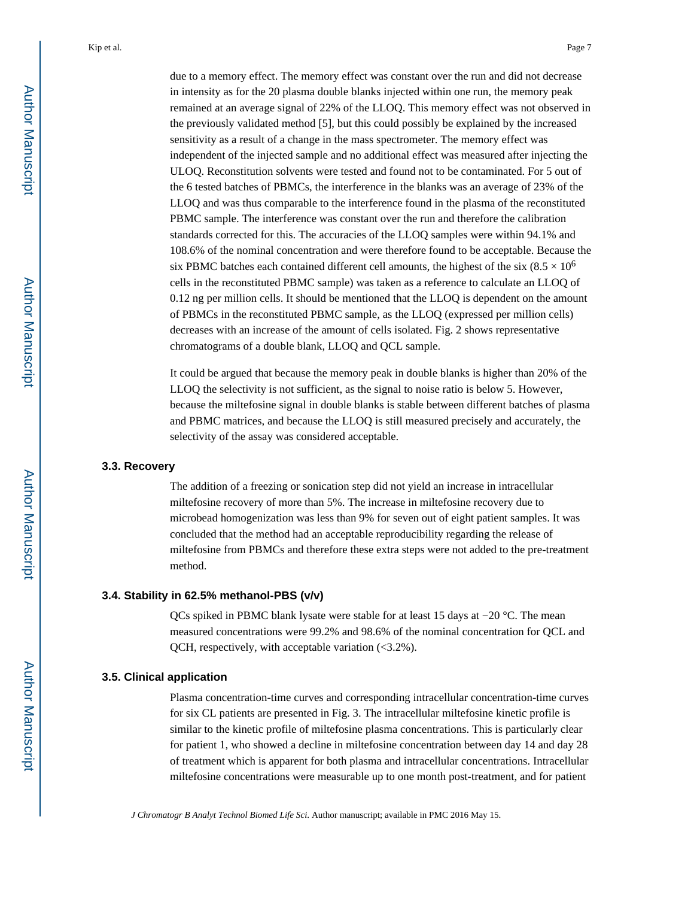due to a memory effect. The memory effect was constant over the run and did not decrease in intensity as for the 20 plasma double blanks injected within one run, the memory peak remained at an average signal of 22% of the LLOQ. This memory effect was not observed in the previously validated method [5], but this could possibly be explained by the increased sensitivity as a result of a change in the mass spectrometer. The memory effect was independent of the injected sample and no additional effect was measured after injecting the ULOQ. Reconstitution solvents were tested and found not to be contaminated. For 5 out of the 6 tested batches of PBMCs, the interference in the blanks was an average of 23% of the LLOQ and was thus comparable to the interference found in the plasma of the reconstituted PBMC sample. The interference was constant over the run and therefore the calibration standards corrected for this. The accuracies of the LLOQ samples were within 94.1% and 108.6% of the nominal concentration and were therefore found to be acceptable. Because the six PBMC batches each contained different cell amounts, the highest of the six ($8.5 \times 10^6$ cells in the reconstituted PBMC sample) was taken as a reference to calculate an LLOQ of 0.12 ng per million cells. It should be mentioned that the LLOQ is dependent on the amount of PBMCs in the reconstituted PBMC sample, as the LLOQ (expressed per million cells) decreases with an increase of the amount of cells isolated. Fig. 2 shows representative chromatograms of a double blank, LLOQ and QCL sample.

It could be argued that because the memory peak in double blanks is higher than 20% of the LLOQ the selectivity is not sufficient, as the signal to noise ratio is below 5. However, because the miltefosine signal in double blanks is stable between different batches of plasma and PBMC matrices, and because the LLOQ is still measured precisely and accurately, the selectivity of the assay was considered acceptable.

### 3.3. Recovery

The addition of a freezing or sonication step did not yield an increase in intracellular miltefosine recovery of more than 5%. The increase in miltefosine recovery due to microbead homogenization was less than 9% for seven out of eight patient samples. It was concluded that the method had an acceptable reproducibility regarding the release of miltefosine from PBMCs and therefore these extra steps were not added to the pre-treatment method.

### 3.4. Stability in 62.5% methanol-PBS (v/v)

QCs spiked in PBMC blank lysate were stable for at least 15 days at −20 °C. The mean measured concentrations were 99.2% and 98.6% of the nominal concentration for QCL and QCH, respectively, with acceptable variation (<3.2%).

### 3.5. Clinical application

Plasma concentration-time curves and corresponding intracellular concentration-time curves for six CL patients are presented in Fig. 3. The intracellular miltefosine kinetic profile is similar to the kinetic profile of miltefosine plasma concentrations. This is particularly clear for patient 1, who showed a decline in miltefosine concentration between day 14 and day 28 of treatment which is apparent for both plasma and intracellular concentrations. Intracellular miltefosine concentrations were measurable up to one month post-treatment, and for patient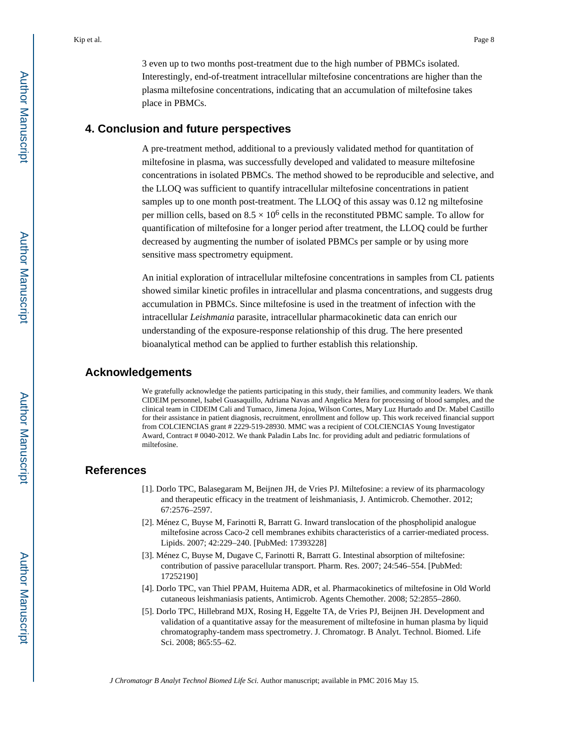3 even up to two months post-treatment due to the high number of PBMCs isolated. Interestingly, end-of-treatment intracellular miltefosine concentrations are higher than the plasma miltefosine concentrations, indicating that an accumulation of miltefosine takes place in PBMCs.

## 4. Conclusion and future perspectives

A pre-treatment method, additional to a previously validated method for quantitation of miltefosine in plasma, was successfully developed and validated to measure miltefosine concentrations in isolated PBMCs. The method showed to be reproducible and selective, and the LLOQ was sufficient to quantify intracellular miltefosine concentrations in patient samples up to one month post-treatment. The LLOQ of this assay was 0.12 ng miltefosine per million cells, based on $8.5 \times 10^6$ cells in the reconstituted PBMC sample. To allow for quantification of miltefosine for a longer period after treatment, the LLOQ could be further decreased by augmenting the number of isolated PBMCs per sample or by using more sensitive mass spectrometry equipment.

An initial exploration of intracellular miltefosine concentrations in samples from CL patients showed similar kinetic profiles in intracellular and plasma concentrations, and suggests drug accumulation in PBMCs. Since miltefosine is used in the treatment of infection with the intracellular *Leishmania* parasite, intracellular pharmacokinetic data can enrich our understanding of the exposure-response relationship of this drug. The here presented bioanalytical method can be applied to further establish this relationship.

## Acknowledgements

We gratefully acknowledge the patients participating in this study, their families, and community leaders. We thank CIDEIM personnel, Isabel Guasaquillo, Adriana Navas and Angelica Mera for processing of blood samples, and the clinical team in CIDEIM Cali and Tumaco, Jimena Jojoa, Wilson Cortes, Mary Luz Hurtado and Dr. Mabel Castillo for their assistance in patient diagnosis, recruitment, enrollment and follow up. This work received financial support from COLCIENCIAS grant # 2229-519-28930. MMC was a recipient of COLCIENCIAS Young Investigator Award, Contract # 0040-2012. We thank Paladin Labs Inc. for providing adult and pediatric formulations of miltefosine.

## References

[1]. Dorlo TPC, Balasegaram M, Beijnen JH, de Vries PJ. Miltefosine: a review of its pharmacology and therapeutic efficacy in the treatment of leishmaniasis, J. Antimicrob. Chemother. 2012; 67:2576–2597.

[2]. Ménez C, Buyse M, Farinotti R, Barratt G. Inward translocation of the phospholipid analogue miltefosine across Caco-2 cell membranes exhibits characteristics of a carrier-mediated process. Lipids. 2007; 42:229–240. [PubMed: 17393228]

[3]. Ménez C, Buyse M, Dugave C, Farinotti R, Barratt G. Intestinal absorption of miltefosine: contribution of passive paracellular transport. Pharm. Res. 2007; 24:546–554. [PubMed: 17252190]

[4]. Dorlo TPC, van Thiel PPAM, Huitema ADR, et al. Pharmacokinetics of miltefosine in Old World cutaneous leishmaniasis patients, Antimicrob. Agents Chemother. 2008; 52:2855–2860.

[5]. Dorlo TPC, Hillebrand MJX, Rosing H, Eggelte TA, de Vries PJ, Beijnen JH. Development and validation of a quantitative assay for the measurement of miltefosine in human plasma by liquid chromatography-tandem mass spectrometry. J. Chromatogr. B Analyt. Technol. Biomed. Life Sci. 2008; 865:55–62.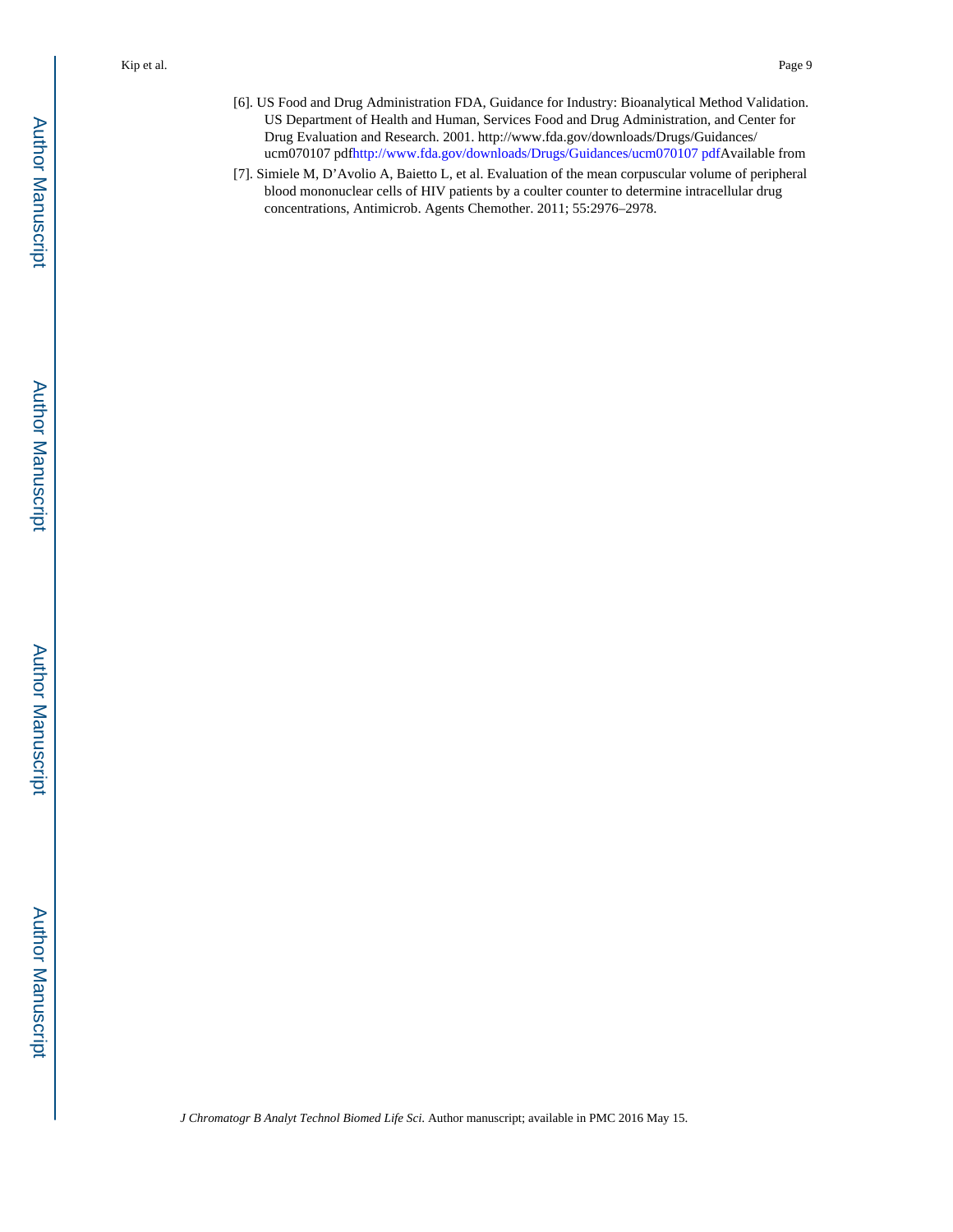[6]. US Food and Drug Administration FDA, Guidance for Industry: Bioanalytical Method Validation. US Department of Health and Human, Services Food and Drug Administration, and Center for Drug Evaluation and Research. 2001. http://www.fda.gov/downloads/Drugs/Guidances/ucm070107 pdfhttp://www.fda.gov/downloads/Drugs/Guidances/ucm070107 pdfAvailable from

[7]. Simiele M, D'Avolio A, Baietto L, et al. Evaluation of the mean corpuscular volume of peripheral blood mononuclear cells of HIV patients by a coulter counter to determine intracellular drug concentrations, Antimicrob. Agents Chemother. 2011; 55:2976–2978.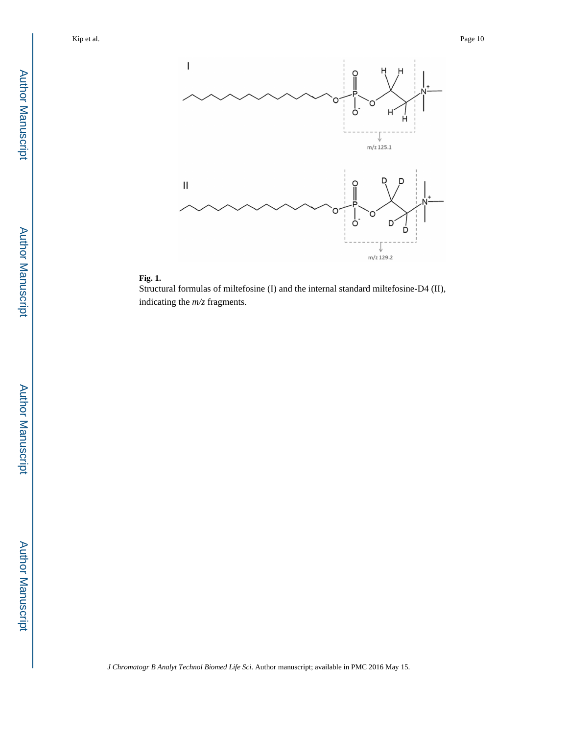**Fig. 1.**

Structural formulas of miltefosine (I) and the internal standard miltefosine-D4 (II), indicating the *m/z* fragments.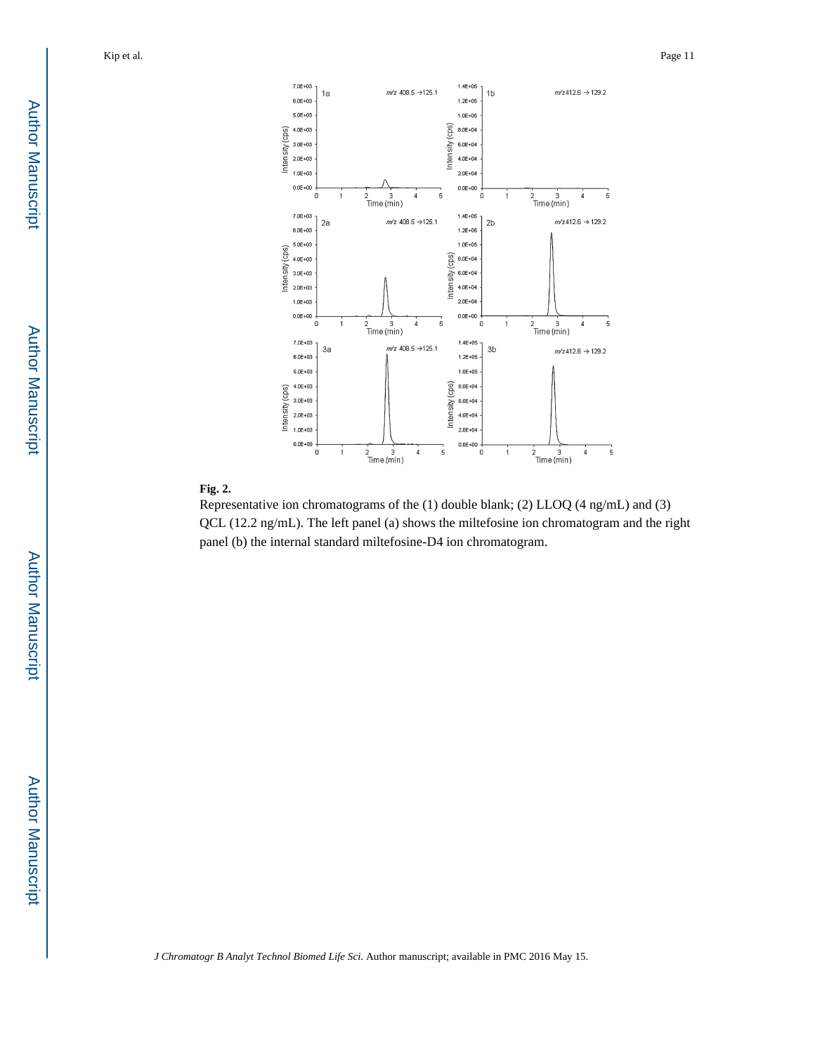**Fig. 2.**

Representative ion chromatograms of the (1) double blank; (2) LLOQ (4 ng/mL) and (3) QCL (12.2 ng/mL). The left panel (a) shows the miltefosine ion chromatogram and the right panel (b) the internal standard miltefosine-D4 ion chromatogram.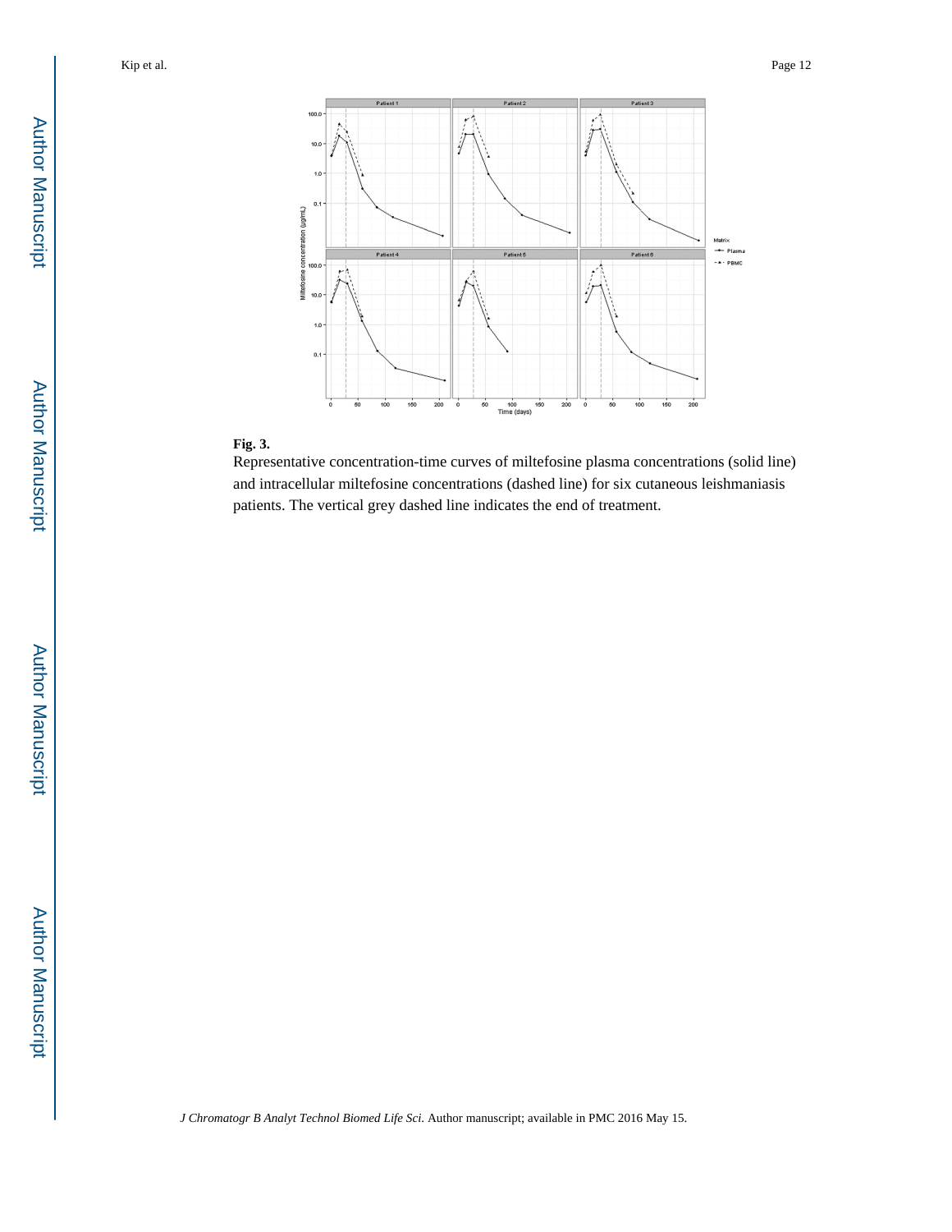**Fig. 3.**

Representative concentration-time curves of miltefosine plasma concentrations (solid line) and intracellular miltefosine concentrations (dashed line) for six cutaneous leishmaniasis patients. The vertical grey dashed line indicates the end of treatment.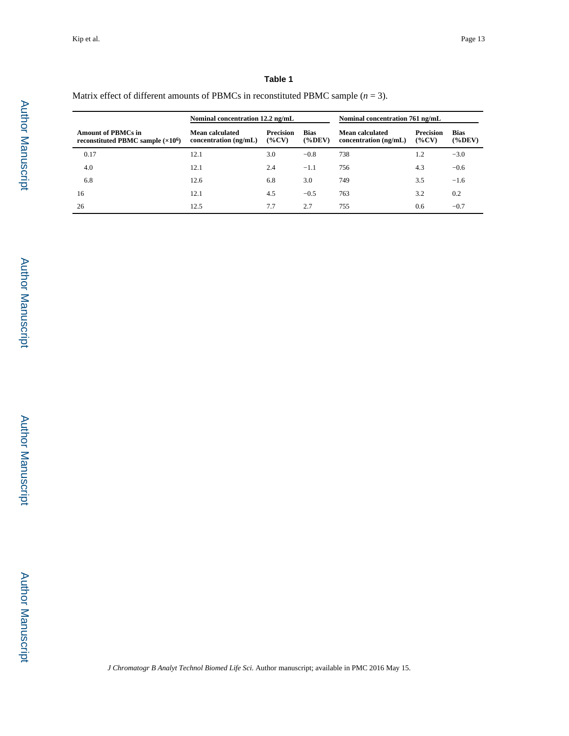**Table 1**

Matrix effect of different amounts of PBMCs in reconstituted PBMC sample ($n = 3$).

| | Nominal concentration 12.2 ng/mL | | | Nominal concentration 761 ng/mL | | |
|---|---|---|---|---|---|---|
| **Amount of PBMCs in reconstituted PBMC sample ($\times 10^6$)** | **Mean calculated concentration (ng/mL)** | **Precision (%CV)** | **Bias (%DEV)** | **Mean calculated concentration (ng/mL)** | **Precision (%CV)** | **Bias (%DEV)** |
| 0.17 | 12.1 | 3.0 | −0.8 | 738 | 1.2 | −3.0 |
| 4.0 | 12.1 | 2.4 | −1.1 | 756 | 4.3 | −0.6 |
| 6.8 | 12.6 | 6.8 | 3.0 | 749 | 3.5 | −1.6 |
| 16 | 12.1 | 4.5 | −0.5 | 763 | 3.2 | 0.2 |
| 26 | 12.5 | 7.7 | 2.7 | 755 | 0.6 | −0.7 |